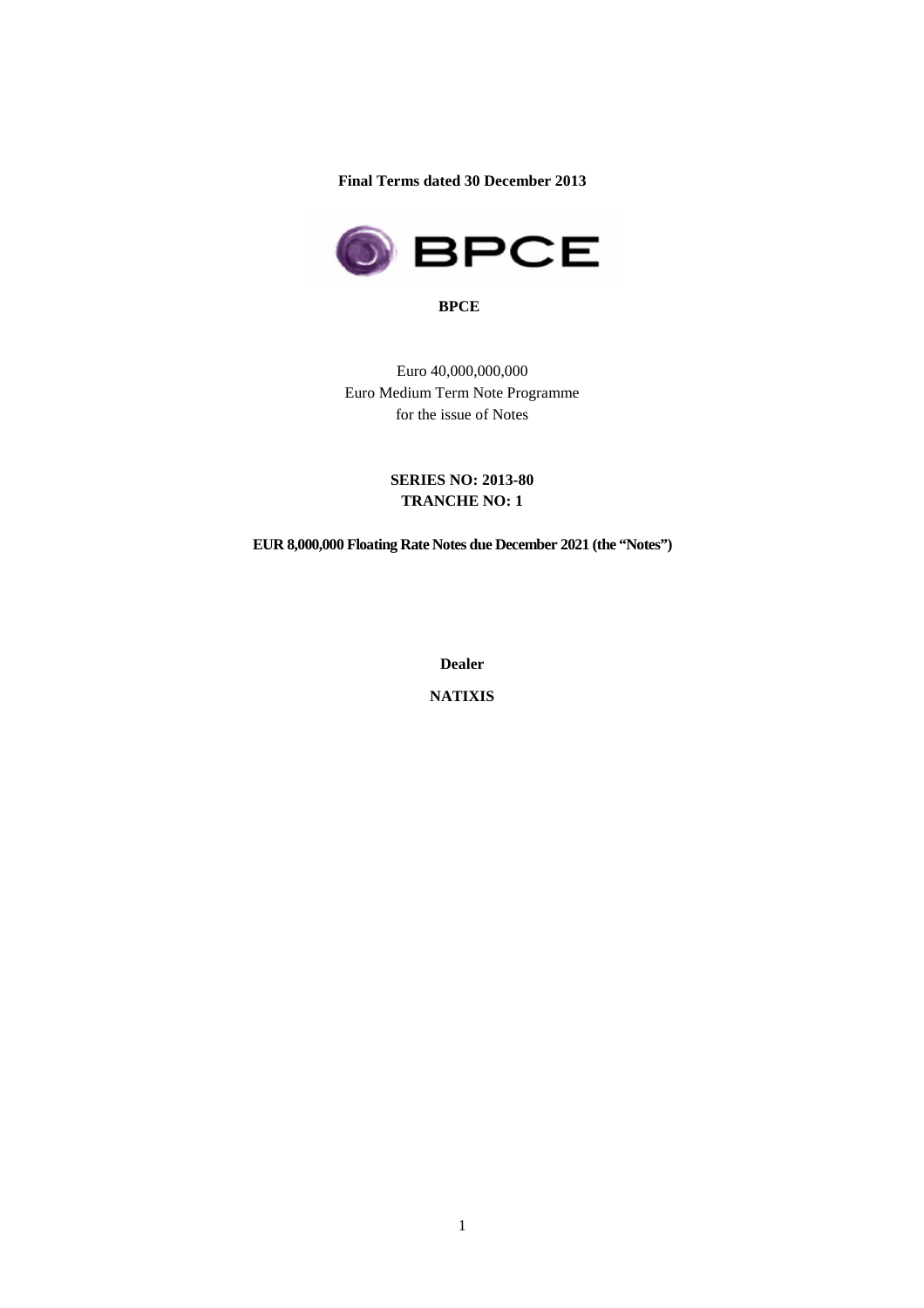**Final Terms dated 30 December 2013**

**BPCE**

Euro 40,000,000,000
Euro Medium Term Note Programme
for the issue of Notes

**SERIES NO: 2013-80**
**TRANCHE NO: 1**

**EUR 8,000,000 Floating Rate Notes due December 2021 (the "Notes")**

**Dealer**

**NATIXIS**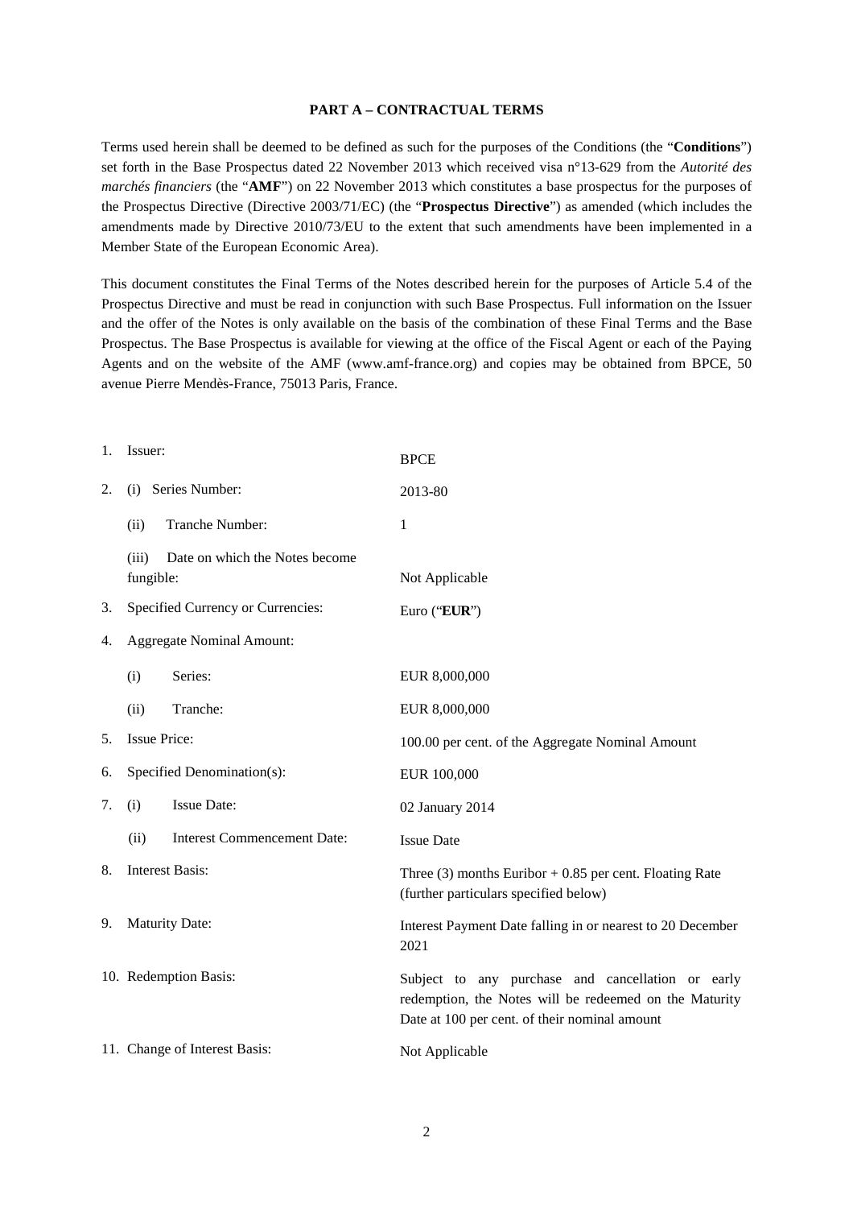**PART A – CONTRACTUAL TERMS**

Terms used herein shall be deemed to be defined as such for the purposes of the Conditions (the "**Conditions**") set forth in the Base Prospectus dated 22 November 2013 which received visa n°13-629 from the *Autorité des marchés financiers* (the "**AMF**") on 22 November 2013 which constitutes a base prospectus for the purposes of the Prospectus Directive (Directive 2003/71/EC) (the "**Prospectus Directive**") as amended (which includes the amendments made by Directive 2010/73/EU to the extent that such amendments have been implemented in a Member State of the European Economic Area).

This document constitutes the Final Terms of the Notes described herein for the purposes of Article 5.4 of the Prospectus Directive and must be read in conjunction with such Base Prospectus. Full information on the Issuer and the offer of the Notes is only available on the basis of the combination of these Final Terms and the Base Prospectus. The Base Prospectus is available for viewing at the office of the Fiscal Agent or each of the Paying Agents and on the website of the AMF (www.amf-france.org) and copies may be obtained from BPCE, 50 avenue Pierre Mendès-France, 75013 Paris, France.

| | |
|---|---|
| 1. Issuer: | BPCE |
| 2. (i) Series Number: | 2013-80 |
| (ii) Tranche Number: | 1 |
| (iii) Date on which the Notes become fungible: | Not Applicable |
| 3. Specified Currency or Currencies: | Euro ("**EUR**") |
| 4. Aggregate Nominal Amount: | |
| (i) Series: | EUR 8,000,000 |
| (ii) Tranche: | EUR 8,000,000 |
| 5. Issue Price: | 100.00 per cent. of the Aggregate Nominal Amount |
| 6. Specified Denomination(s): | EUR 100,000 |
| 7. (i) Issue Date: | 02 January 2014 |
| (ii) Interest Commencement Date: | Issue Date |
| 8. Interest Basis: | Three (3) months Euribor + 0.85 per cent. Floating Rate (further particulars specified below) |
| 9. Maturity Date: | Interest Payment Date falling in or nearest to 20 December 2021 |
| 10. Redemption Basis: | Subject to any purchase and cancellation or early redemption, the Notes will be redeemed on the Maturity Date at 100 per cent. of their nominal amount |
| 11. Change of Interest Basis: | Not Applicable |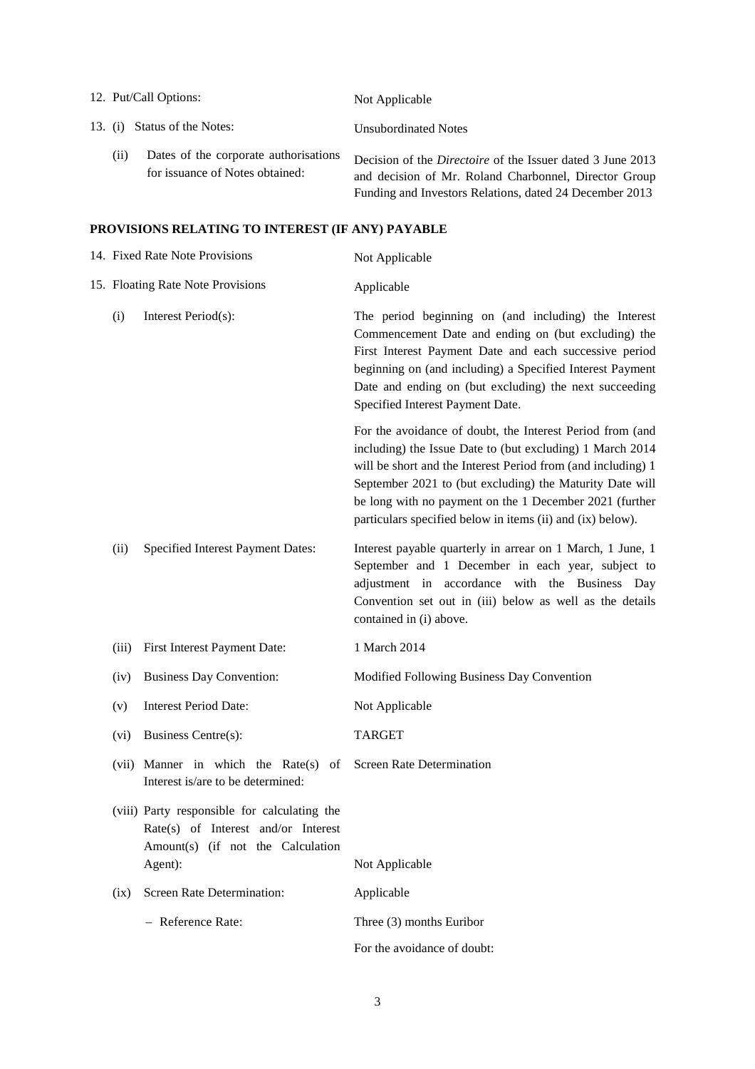| | |
|---|---|
| 12. Put/Call Options: | Not Applicable |
| 13. (i) Status of the Notes: | Unsubordinated Notes |
| (ii) Dates of the corporate authorisations for issuance of Notes obtained: | Decision of the *Directoire* of the Issuer dated 3 June 2013 and decision of Mr. Roland Charbonnel, Director Group Funding and Investors Relations, dated 24 December 2013 |

**PROVISIONS RELATING TO INTEREST (IF ANY) PAYABLE**

| | |
|---|---|
| 14. Fixed Rate Note Provisions | Not Applicable |
| 15. Floating Rate Note Provisions | Applicable |
| (i) Interest Period(s): | The period beginning on (and including) the Interest Commencement Date and ending on (but excluding) the First Interest Payment Date and each successive period beginning on (and including) a Specified Interest Payment Date and ending on (but excluding) the next succeeding Specified Interest Payment Date.<br><br>For the avoidance of doubt, the Interest Period from (and including) the Issue Date to (but excluding) 1 March 2014 will be short and the Interest Period from (and including) 1 September 2021 to (but excluding) the Maturity Date will be long with no payment on the 1 December 2021 (further particulars specified below in items (ii) and (ix) below). |
| (ii) Specified Interest Payment Dates: | Interest payable quarterly in arrear on 1 March, 1 June, 1 September and 1 December in each year, subject to adjustment in accordance with the Business Day Convention set out in (iii) below as well as the details contained in (i) above. |
| (iii) First Interest Payment Date: | 1 March 2014 |
| (iv) Business Day Convention: | Modified Following Business Day Convention |
| (v) Interest Period Date: | Not Applicable |
| (vi) Business Centre(s): | TARGET |
| (vii) Manner in which the Rate(s) of Interest is/are to be determined: | Screen Rate Determination |
| (viii) Party responsible for calculating the Rate(s) of Interest and/or Interest Amount(s) (if not the Calculation Agent): | Not Applicable |
| (ix) Screen Rate Determination: | Applicable |
| – Reference Rate: | Three (3) months Euribor<br><br>For the avoidance of doubt: |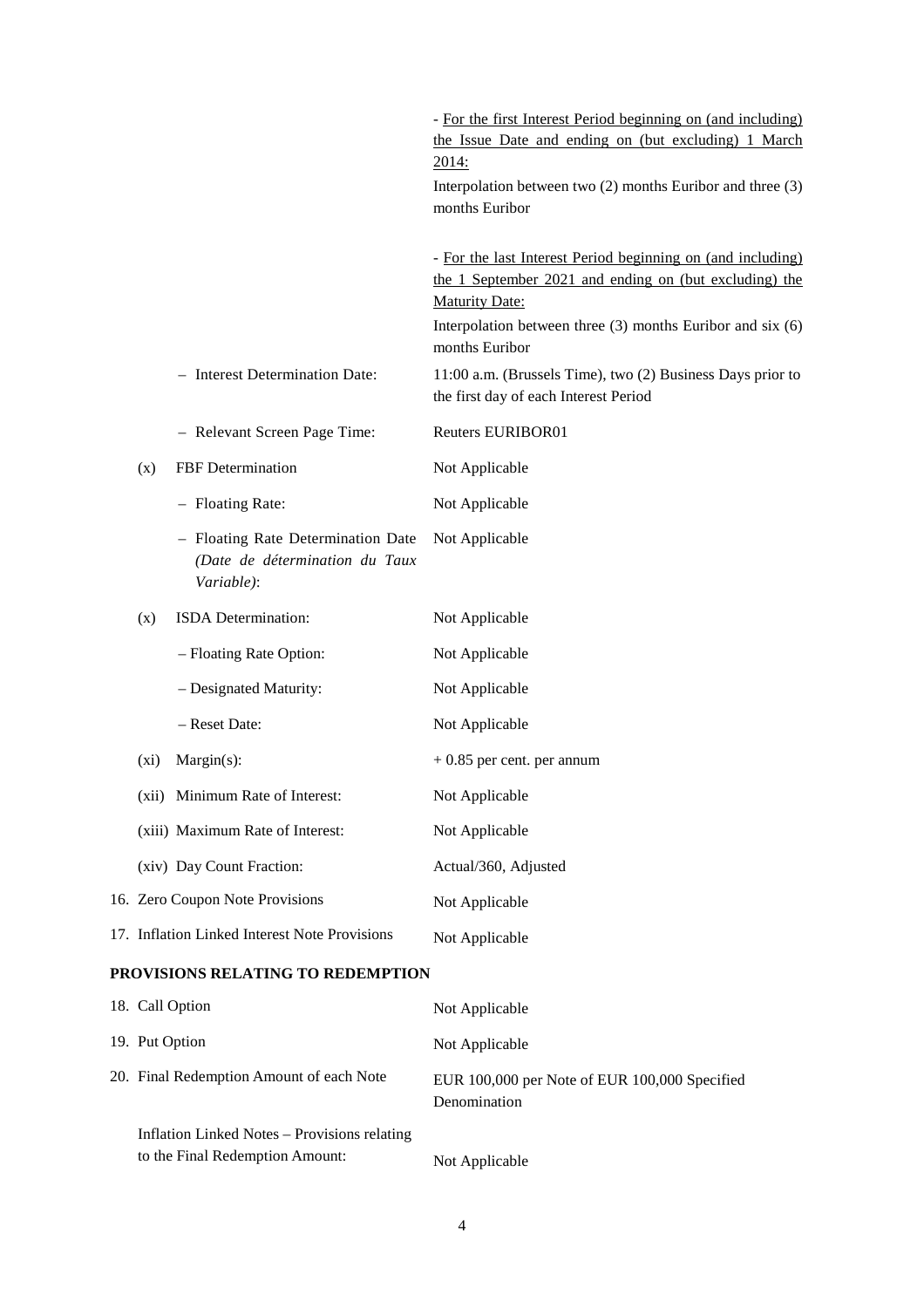| | |
|---|---|
| | - For the first Interest Period beginning on (and including) the Issue Date and ending on (but excluding) 1 March 2014:<br>Interpolation between two (2) months Euribor and three (3) months Euribor |
| | - For the last Interest Period beginning on (and including) the 1 September 2021 and ending on (but excluding) the Maturity Date:<br>Interpolation between three (3) months Euribor and six (6) months Euribor |
| – Interest Determination Date: | 11:00 a.m. (Brussels Time), two (2) Business Days prior to the first day of each Interest Period |
| – Relevant Screen Page Time: | Reuters EURIBOR01 |
| (x) FBF Determination | Not Applicable |
| – Floating Rate: | Not Applicable |
| – Floating Rate Determination Date *(Date de détermination du Taux Variable)*: | Not Applicable |
| (x) ISDA Determination: | Not Applicable |
| – Floating Rate Option: | Not Applicable |
| – Designated Maturity: | Not Applicable |
| – Reset Date: | Not Applicable |
| (xi) Margin(s): | + 0.85 per cent. per annum |
| (xii) Minimum Rate of Interest: | Not Applicable |
| (xiii) Maximum Rate of Interest: | Not Applicable |
| (xiv) Day Count Fraction: | Actual/360, Adjusted |
| 16. Zero Coupon Note Provisions | Not Applicable |
| 17. Inflation Linked Interest Note Provisions | Not Applicable |

**PROVISIONS RELATING TO REDEMPTION**

| | |
|---|---|
| 18. Call Option | Not Applicable |
| 19. Put Option | Not Applicable |
| 20. Final Redemption Amount of each Note | EUR 100,000 per Note of EUR 100,000 Specified Denomination |
| Inflation Linked Notes – Provisions relating to the Final Redemption Amount: | Not Applicable |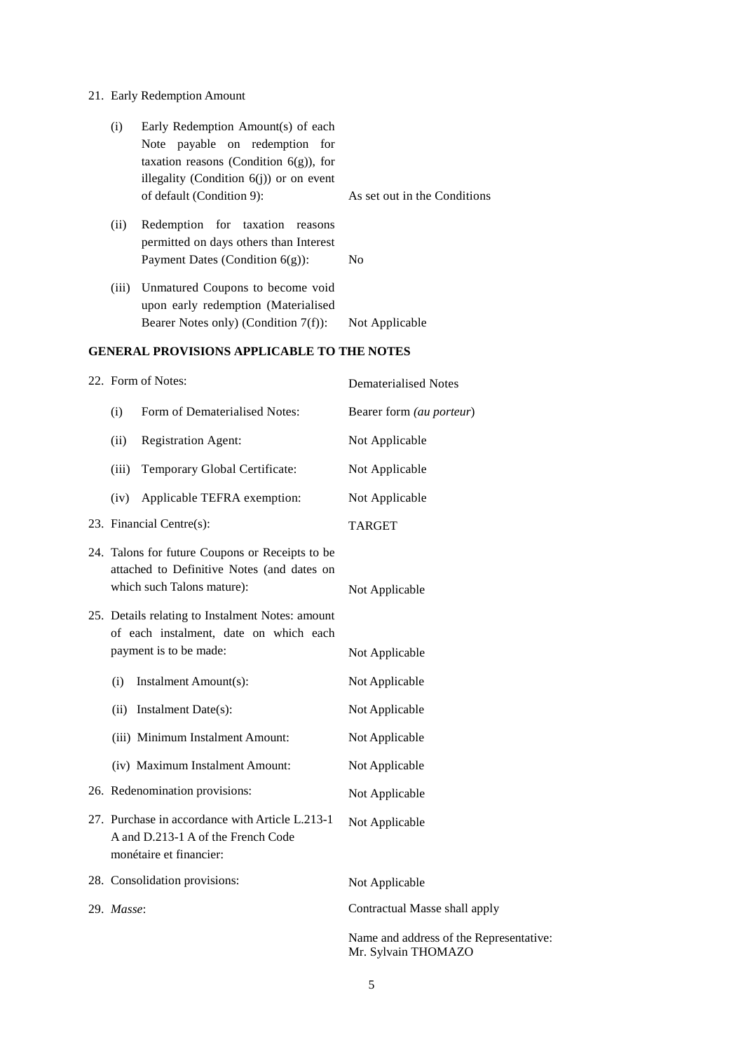21. Early Redemption Amount

| | | |
|---|---|---|
| (i) | Early Redemption Amount(s) of each Note payable on redemption for taxation reasons (Condition 6(g)), for illegality (Condition 6(j)) or on event of default (Condition 9): | As set out in the Conditions |
| (ii) | Redemption for taxation reasons permitted on days others than Interest Payment Dates (Condition 6(g)): | No |
| (iii) | Unmatured Coupons to become void upon early redemption (Materialised Bearer Notes only) (Condition 7(f)): | Not Applicable |

**GENERAL PROVISIONS APPLICABLE TO THE NOTES**

| | |
|---|---|
| 22. Form of Notes: | Dematerialised Notes |
| (i) Form of Dematerialised Notes: | Bearer form *(au porteur)* |
| (ii) Registration Agent: | Not Applicable |
| (iii) Temporary Global Certificate: | Not Applicable |
| (iv) Applicable TEFRA exemption: | Not Applicable |
| 23. Financial Centre(s): | TARGET |
| 24. Talons for future Coupons or Receipts to be attached to Definitive Notes (and dates on which such Talons mature): | Not Applicable |
| 25. Details relating to Instalment Notes: amount of each instalment, date on which each payment is to be made: | Not Applicable |
| (i) Instalment Amount(s): | Not Applicable |
| (ii) Instalment Date(s): | Not Applicable |
| (iii) Minimum Instalment Amount: | Not Applicable |
| (iv) Maximum Instalment Amount: | Not Applicable |
| 26. Redenomination provisions: | Not Applicable |
| 27. Purchase in accordance with Article L.213-1 A and D.213-1 A of the French Code monétaire et financier: | Not Applicable |
| 28. Consolidation provisions: | Not Applicable |
| 29. *Masse*: | Contractual Masse shall apply<br><br>Name and address of the Representative: Mr. Sylvain THOMAZO |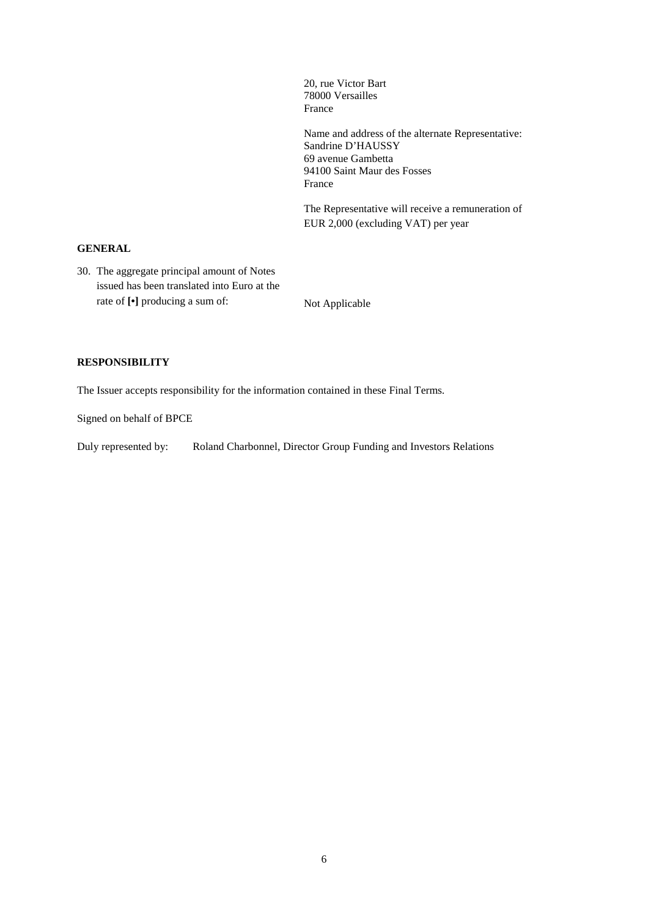20, rue Victor Bart
78000 Versailles
France

Name and address of the alternate Representative:
Sandrine D'HAUSSY
69 avenue Gambetta
94100 Saint Maur des Fosses
France

The Representative will receive a remuneration of EUR 2,000 (excluding VAT) per year

**GENERAL**

| | |
|---|---|
| 30. The aggregate principal amount of Notes issued has been translated into Euro at the rate of **[•]** producing a sum of: | Not Applicable |

**RESPONSIBILITY**

The Issuer accepts responsibility for the information contained in these Final Terms.

Signed on behalf of BPCE

Duly represented by: Roland Charbonnel, Director Group Funding and Investors Relations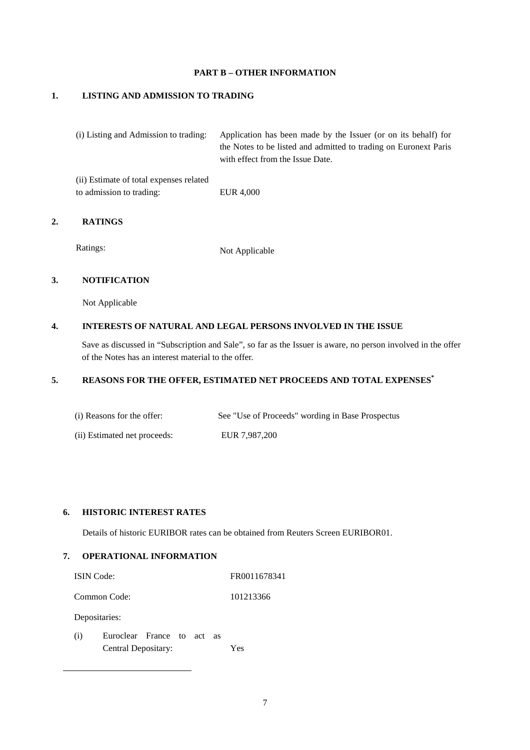## PART B – OTHER INFORMATION

### 1. LISTING AND ADMISSION TO TRADING

| | |
|---|---|
| (i) Listing and Admission to trading: | Application has been made by the Issuer (or on its behalf) for the Notes to be listed and admitted to trading on Euronext Paris with effect from the Issue Date. |
| (ii) Estimate of total expenses related to admission to trading: | EUR 4,000 |

### 2. RATINGS

| | |
|---|---|
| Ratings: | Not Applicable |

### 3. NOTIFICATION

Not Applicable

### 4. INTERESTS OF NATURAL AND LEGAL PERSONS INVOLVED IN THE ISSUE

Save as discussed in "Subscription and Sale", so far as the Issuer is aware, no person involved in the offer of the Notes has an interest material to the offer.

### 5. REASONS FOR THE OFFER, ESTIMATED NET PROCEEDS AND TOTAL EXPENSES*

| | |
|---|---|
| (i) Reasons for the offer: | See "Use of Proceeds" wording in Base Prospectus |
| (ii) Estimated net proceeds: | EUR 7,987,200 |

### 6. HISTORIC INTEREST RATES

Details of historic EURIBOR rates can be obtained from Reuters Screen EURIBOR01.

### 7. OPERATIONAL INFORMATION

| | |
|---|---|
| ISIN Code: | FR0011678341 |
| Common Code: | 101213366 |
| Depositaries: | |
| (i) Euroclear France to act as Central Depositary: | Yes |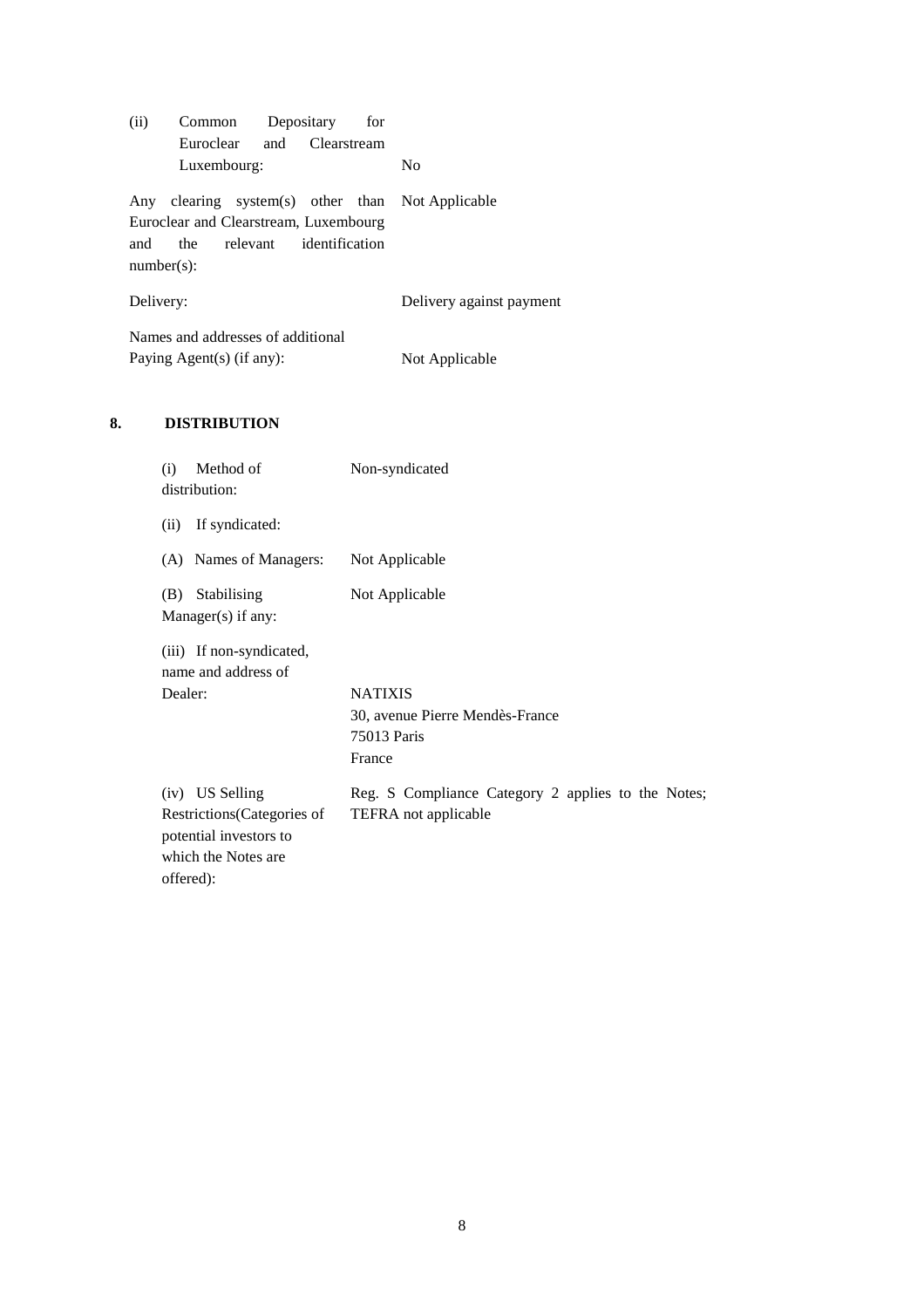| | |
|---|---|
| (ii) Common Depositary for Euroclear and Clearstream Luxembourg: | No |
| Any clearing system(s) other than Euroclear and Clearstream, Luxembourg and the relevant identification number(s): | Not Applicable |
| Delivery: | Delivery against payment |
| Names and addresses of additional Paying Agent(s) (if any): | Not Applicable |

## 8. DISTRIBUTION

| | |
|---|---|
| (i) Method of distribution: | Non-syndicated |
| (ii) If syndicated: | |
| (A) Names of Managers: | Not Applicable |
| (B) Stabilising Manager(s) if any: | Not Applicable |
| (iii) If non-syndicated, name and address of Dealer: | NATIXIS<br>30, avenue Pierre Mendès-France<br>75013 Paris<br>France |
| (iv) US Selling Restrictions(Categories of potential investors to which the Notes are offered): | Reg. S Compliance Category 2 applies to the Notes; TEFRA not applicable |